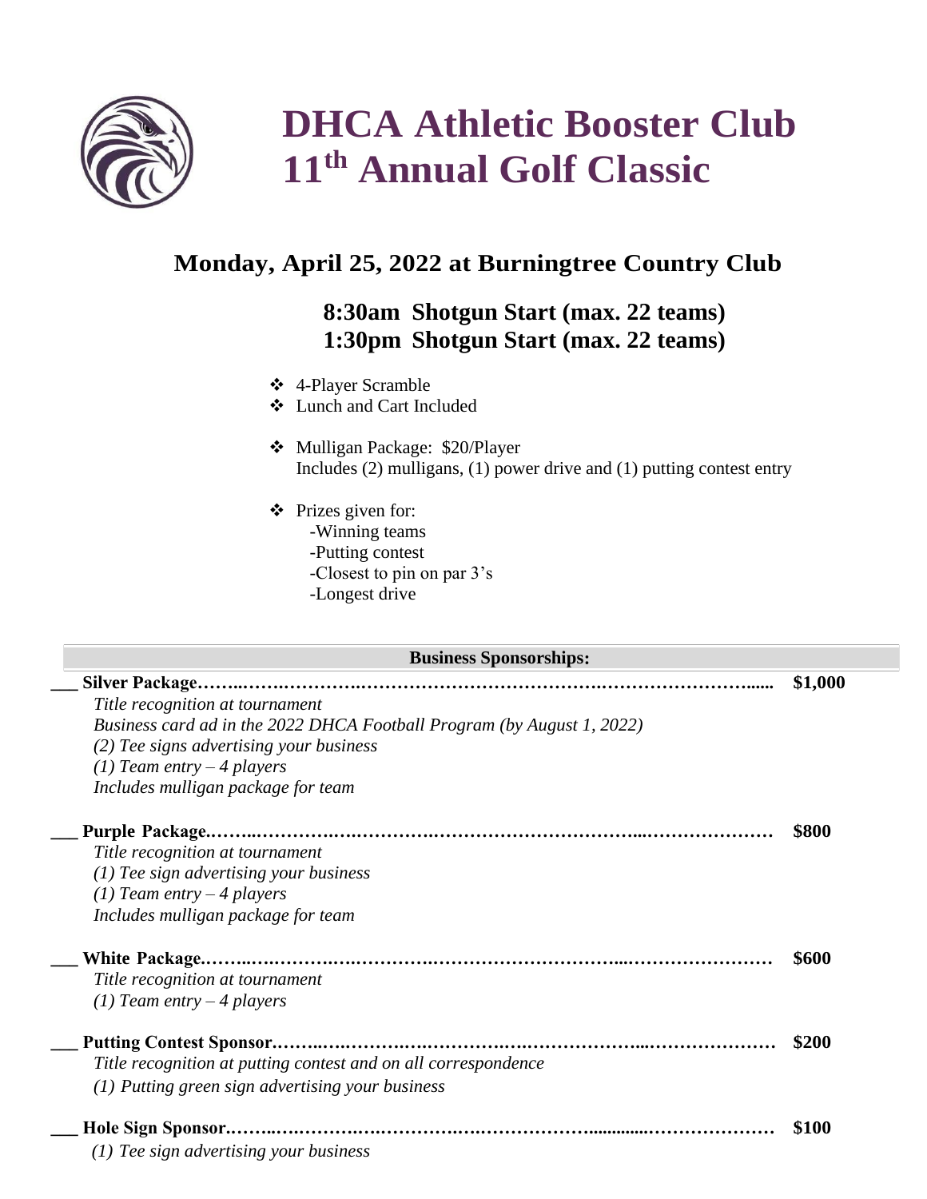# DHCA Athletic Booster Club
# 11th Annual Golf Classic

## Monday, April 25, 2022 at Burningtree Country Club

### 8:30am Shotgun Start (max. 22 teams)
### 1:30pm Shotgun Start (max. 22 teams)

- 4-Player Scramble
- Lunch and Cart Included

- Mulligan Package: $20/Player
  Includes (2) mulligans, (1) power drive and (1) putting contest entry

- Prizes given for:
  - -Winning teams
  - -Putting contest
  - -Closest to pin on par 3's
  - -Longest drive

**Business Sponsorships:**

___ **Silver Package…………………………………………………………………… $1,000**
*Title recognition at tournament*
*Business card ad in the 2022 DHCA Football Program (by August 1, 2022)*
*(2) Tee signs advertising your business*
*(1) Team entry – 4 players*
*Includes mulligan package for team*

___ **Purple Package…………………………………………………………………… $800**
*Title recognition at tournament*
*(1) Tee sign advertising your business*
*(1) Team entry – 4 players*
*Includes mulligan package for team*

___ **White Package…………………………………………………………………… $600**
*Title recognition at tournament*
*(1) Team entry – 4 players*

___ **Putting Contest Sponsor…………………………………………………………… $200**
*Title recognition at putting contest and on all correspondence*
*(1) Putting green sign advertising your business*

___ **Hole Sign Sponsor………………………………………………………………… $100**
*(1) Tee sign advertising your business*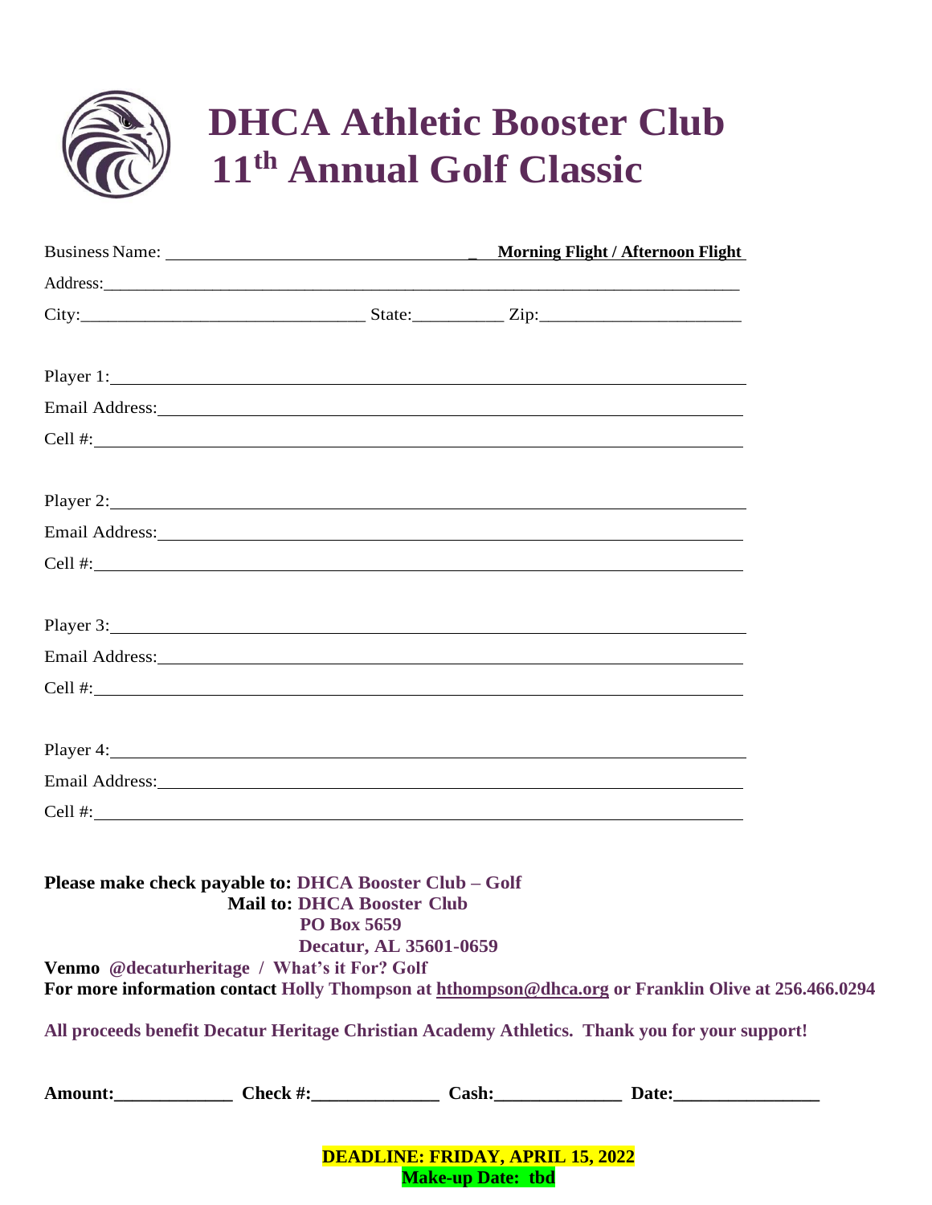# DHCA Athletic Booster Club
# 11th Annual Golf Classic

Business Name: ___________________________________ **Morning Flight / Afternoon Flight**

Address: _______________________________________________________________________

City: ______________________________ State: __________ Zip: ______________________

Player 1: _______________________________________________________________________

Email Address: ___________________________________________________________________

Cell #: _________________________________________________________________________

Player 2: _______________________________________________________________________

Email Address: ___________________________________________________________________

Cell #: _________________________________________________________________________

Player 3: _______________________________________________________________________

Email Address: ___________________________________________________________________

Cell #: _________________________________________________________________________

Player 4: _______________________________________________________________________

Email Address: ___________________________________________________________________

Cell #: _________________________________________________________________________

**Please make check payable to: DHCA Booster Club – Golf**
**Mail to: DHCA Booster Club**
**PO Box 5659**
**Decatur, AL 35601-0659**

**Venmo @decaturheritage / What's it For? Golf**

**For more information contact Holly Thompson at hthompson@dhca.org or Franklin Olive at 256.466.0294**

**All proceeds benefit Decatur Heritage Christian Academy Athletics. Thank you for your support!**

**Amount:** _____________ **Check #:** ______________ **Cash:** ______________ **Date:** ________________

**DEADLINE: FRIDAY, APRIL 15, 2022**
**Make-up Date: tbd**